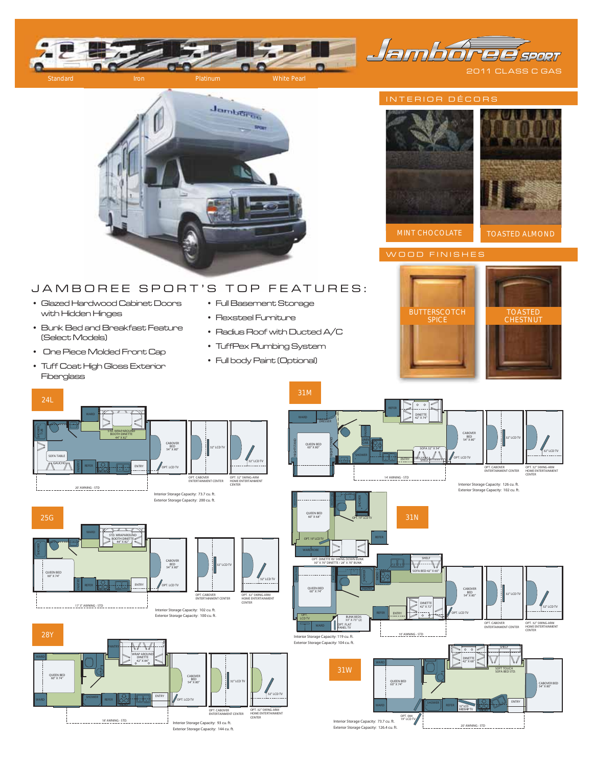Standard Iron Platinum White Pearl

# Jamboree SPORT

2011 CLASS C GAS

## INTERIOR DÉCORS

MINT CHOCOLATE

TOASTED ALMOND

## WOOD FINISHES

BUTTERSCOTCH SPICE

TOASTED CHESTNUT

## JAMBOREE SPORT'S TOP FEATURES:

- Glazed Hardwood Cabinet Doors with Hidden Hinges
- Bunk Bed and Breakfast Feature (Select Models)
- One Piece Molded Front Cap
- Tuff Coat High Gloss Exterior Fiberglass
- Full Basement Storage
- Flexsteel Furniture
- Radius Roof with Ducted A/C
- TuffPex Plumbing System
- Full body Paint (Optional)

### 24L

STD. WRAPAROUND BOOTH DINETTE 44" X 82"
SOFA TABLE
GAUCHO
CABOVER BED 54" X 80"
OPT. LCD TV
32" LCD TV
OPT. CABOVER ENTERTAINMENT CENTER
OPT. 32" SWING-ARM HOME ENTERTAINMENT CENTER
20' AWNING - STD

Interior Storage Capacity: 73.7 cu. ft.
Exterior Storage Capacity: 200 cu. ft.

### 25G

STD. WRAPAROUND BOOTH DINETTE 44" X 82"
QUEEN BED 60" X 74"
CABOVER BED 54" X 80"
OPT. LCD TV
32" LCD TV
OPT. CABOVER ENTERTAINMENT CENTER
OPT. 32" SWING-ARM HOME ENTERTAINMENT CENTER
17'3" AWNING - STD

Interior Storage Capacity: 102 cu. ft.
Exterior Storage Capacity: 100 cu. ft.

### 28Y

WRAP AROUND DINETTE 42" X 84"
QUEEN BED 60" X 74"
CABOVER BED 54" X 80"
OPT. LCD TV
32" LCD TV
OPT. CABOVER ENTERTAINMENT CENTER
OPT. 32" SWING-ARM HOME ENTERTAINMENT CENTER
18' AWNING - STD.

Interior Storage Capacity: 93 cu. ft.
Exterior Storage Capacity: 144 cu. ft.

### 31M

DINETTE 42" X 74"
QUEEN BED 60" X 80"
SOFA 32" X 54"
CABOVER BED 54" X 80"
OPT. LCD TV
32" LCD TV
OPT. CABOVER ENTERTAINMENT CENTER
OPT. 32" SWING-ARM HOME ENTERTAINMENT CENTER
14' AWNING - STD

Interior Storage Capacity: 126 cu. ft.
Exterior Storage Capacity: 102 cu. ft.

### 31N

QUEEN BED 60" X 68"
OPT. 19" LCD TV
OPT. DINETTE W/ SWING DOWN BUNK 30" X 70" DINETTE / 28" X 70" BUNK
SOFA BED 42" X 60"
QUEEN BED 60" X 74"
DINETTE 42" X 72"
BUNK BEDS 33" X 73" (2)
OPT. FLAT PANEL TV
CABOVER BED 54" X 80"
OPT. LCD TV
32" LCD TV
OPT. CABOVER ENTERTAINMENT CENTER
OPT. 32" SWING-ARM HOME ENTERTAINMENT CENTER
16' AWNING - STD

Interior Storage Capacity: 119 cu. ft.
Exterior Storage Capacity: 104 cu. ft.

### 31W

DINETTE 42" X 68"
SOFT TOUCH SOFA BED STD.
QUEEN BED 60" X 74"
CABOVER BED 54" X 80"
32" LCD MIDSHIP TV
OPT. 084 19" LCD TV
20' AWNING - STD

Interior Storage Capacity: 73.7 cu. ft.
Exterior Storage Capacity: 126.4 cu. ft.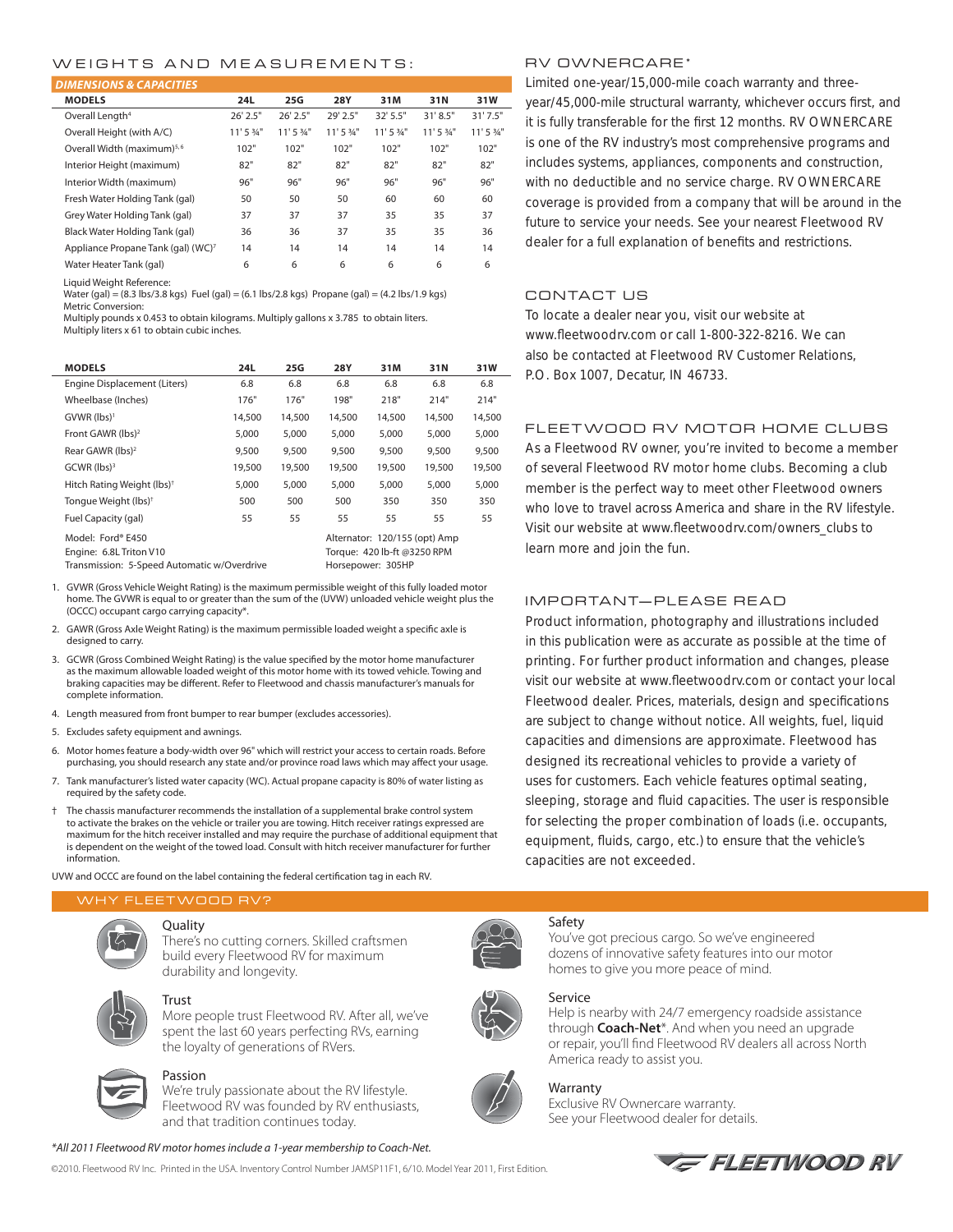## WEIGHTS AND MEASUREMENTS:

### DIMENSIONS & CAPACITIES

| MODELS | 24L | 25G | 28Y | 31M | 31N | 31W |
|---|---|---|---|---|---|---|
| Overall Length[4] | 26' 2.5" | 26' 2.5" | 29' 2.5" | 32' 5.5" | 31' 8.5" | 31' 7.5" |
| Overall Height (with A/C) | 11' 5 ¾" | 11' 5 ¾" | 11' 5 ¾" | 11' 5 ¾" | 11' 5 ¾" | 11' 5 ¾" |
| Overall Width (maximum)[5, 6] | 102" | 102" | 102" | 102" | 102" | 102" |
| Interior Height (maximum) | 82" | 82" | 82" | 82" | 82" | 82" |
| Interior Width (maximum) | 96" | 96" | 96" | 96" | 96" | 96" |
| Fresh Water Holding Tank (gal) | 50 | 50 | 50 | 60 | 60 | 60 |
| Grey Water Holding Tank (gal) | 37 | 37 | 37 | 35 | 35 | 37 |
| Black Water Holding Tank (gal) | 36 | 36 | 37 | 35 | 35 | 36 |
| Appliance Propane Tank (gal) (WC)[7] | 14 | 14 | 14 | 14 | 14 | 14 |
| Water Heater Tank (gal) | 6 | 6 | 6 | 6 | 6 | 6 |

Liquid Weight Reference:
Water (gal) = (8.3 lbs/3.8 kgs) Fuel (gal) = (6.1 lbs/2.8 kgs) Propane (gal) = (4.2 lbs/1.9 kgs)
Metric Conversion:
Multiply pounds x 0.453 to obtain kilograms. Multiply gallons x 3.785 to obtain liters.
Multiply liters x 61 to obtain cubic inches.

| MODELS | 24L | 25G | 28Y | 31M | 31N | 31W |
|---|---|---|---|---|---|---|
| Engine Displacement (Liters) | 6.8 | 6.8 | 6.8 | 6.8 | 6.8 | 6.8 |
| Wheelbase (Inches) | 176" | 176" | 198" | 218" | 214" | 214" |
| GVWR (lbs)[1] | 14,500 | 14,500 | 14,500 | 14,500 | 14,500 | 14,500 |
| Front GAWR (lbs)[2] | 5,000 | 5,000 | 5,000 | 5,000 | 5,000 | 5,000 |
| Rear GAWR (lbs)[2] | 9,500 | 9,500 | 9,500 | 9,500 | 9,500 | 9,500 |
| GCWR (lbs)[3] | 19,500 | 19,500 | 19,500 | 19,500 | 19,500 | 19,500 |
| Hitch Rating Weight (lbs)[†] | 5,000 | 5,000 | 5,000 | 5,000 | 5,000 | 5,000 |
| Tongue Weight (lbs)[†] | 500 | 500 | 500 | 350 | 350 | 350 |
| Fuel Capacity (gal) | 55 | 55 | 55 | 55 | 55 | 55 |

Model: Ford® E450
Engine: 6.8L Triton V10
Transmission: 5-Speed Automatic w/Overdrive
Alternator: 120/155 (opt) Amp
Torque: 420 lb-ft @3250 RPM
Horsepower: 305HP

1. GVWR (Gross Vehicle Weight Rating) is the maximum permissible weight of this fully loaded motor home. The GVWR is equal to or greater than the sum of the (UVW) unloaded vehicle weight plus the (OCCC) occupant cargo carrying capacity*.
2. GAWR (Gross Axle Weight Rating) is the maximum permissible loaded weight a specific axle is designed to carry.
3. GCWR (Gross Combined Weight Rating) is the value specified by the motor home manufacturer as the maximum allowable loaded weight of this motor home with its towed vehicle. Towing and braking capacities may be different. Refer to Fleetwood and chassis manufacturer's manuals for complete information.
4. Length measured from front bumper to rear bumper (excludes accessories).
5. Excludes safety equipment and awnings.
6. Motor homes feature a body-width over 96" which will restrict your access to certain roads. Before purchasing, you should research any state and/or province road laws which may affect your usage.
7. Tank manufacturer's listed water capacity (WC). Actual propane capacity is 80% of water listing as required by the safety code.

† The chassis manufacturer recommends the installation of a supplemental brake control system to activate the brakes on the vehicle or trailer you are towing. Hitch receiver ratings expressed are maximum for the hitch receiver installed and may require the purchase of additional equipment that is dependent on the weight of the towed load. Consult with hitch receiver manufacturer for further information.

UVW and OCCC are found on the label containing the federal certification tag in each RV.

## RV OWNERCARE*

Limited one-year/15,000-mile coach warranty and three-year/45,000-mile structural warranty, whichever occurs first, and it is fully transferable for the first 12 months. RV OWNERCARE is one of the RV industry's most comprehensive programs and includes systems, appliances, components and construction, with no deductible and no service charge. RV OWNERCARE coverage is provided from a company that will be around in the future to service your needs. See your nearest Fleetwood RV dealer for a full explanation of benefits and restrictions.

## CONTACT US

To locate a dealer near you, visit our website at www.fleetwoodrv.com or call 1-800-322-8216. We can also be contacted at Fleetwood RV Customer Relations, P.O. Box 1007, Decatur, IN 46733.

## FLEETWOOD RV MOTOR HOME CLUBS

As a Fleetwood RV owner, you're invited to become a member of several Fleetwood RV motor home clubs. Becoming a club member is the perfect way to meet other Fleetwood owners who love to travel across America and share in the RV lifestyle. Visit our website at www.fleetwoodrv.com/owners_clubs to learn more and join the fun.

## IMPORTANT—PLEASE READ

Product information, photography and illustrations included in this publication were as accurate as possible at the time of printing. For further product information and changes, please visit our website at www.fleetwoodrv.com or contact your local Fleetwood dealer. Prices, materials, design and specifications are subject to change without notice. All weights, fuel, liquid capacities and dimensions are approximate. Fleetwood has designed its recreational vehicles to provide a variety of uses for customers. Each vehicle features optimal seating, sleeping, storage and fluid capacities. The user is responsible for selecting the proper combination of loads (i.e. occupants, equipment, fluids, cargo, etc.) to ensure that the vehicle's capacities are not exceeded.

## WHY FLEETWOOD RV?

### Quality
There's no cutting corners. Skilled craftsmen build every Fleetwood RV for maximum durability and longevity.

### Trust
More people trust Fleetwood RV. After all, we've spent the last 60 years perfecting RVs, earning the loyalty of generations of RVers.

### Passion
We're truly passionate about the RV lifestyle. Fleetwood RV was founded by RV enthusiasts, and that tradition continues today.

### Safety
You've got precious cargo. So we've engineered dozens of innovative safety features into our motor homes to give you more peace of mind.

### Service
Help is nearby with 24/7 emergency roadside assistance through **Coach-Net***. And when you need an upgrade or repair, you'll find Fleetwood RV dealers all across North America ready to assist you.

### Warranty
Exclusive RV Ownercare warranty.
See your Fleetwood dealer for details.

*\*All 2011 Fleetwood RV motor homes include a 1-year membership to Coach-Net.*

©2010. Fleetwood RV Inc. Printed in the USA. Inventory Control Number JAMSP11F1, 6/10. Model Year 2011, First Edition.

FLEETWOOD RV